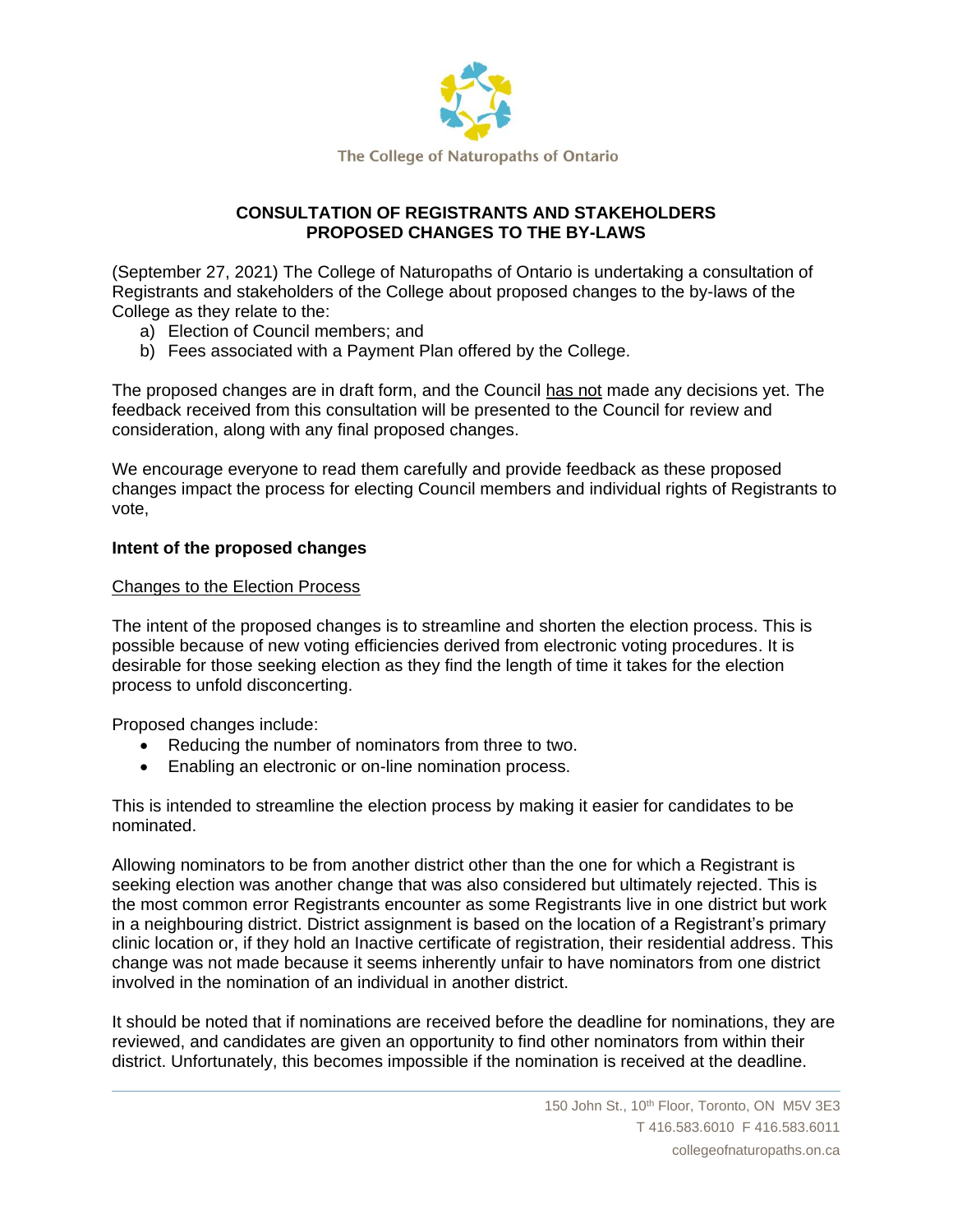The College of Naturopaths of Ontario

# CONSULTATION OF REGISTRANTS AND STAKEHOLDERS
# PROPOSED CHANGES TO THE BY-LAWS

(September 27, 2021) The College of Naturopaths of Ontario is undertaking a consultation of Registrants and stakeholders of the College about proposed changes to the by-laws of the College as they relate to the:

a) Election of Council members; and
b) Fees associated with a Payment Plan offered by the College.

The proposed changes are in draft form, and the Council has not made any decisions yet. The feedback received from this consultation will be presented to the Council for review and consideration, along with any final proposed changes.

We encourage everyone to read them carefully and provide feedback as these proposed changes impact the process for electing Council members and individual rights of Registrants to vote,

**Intent of the proposed changes**

Changes to the Election Process

The intent of the proposed changes is to streamline and shorten the election process. This is possible because of new voting efficiencies derived from electronic voting procedures. It is desirable for those seeking election as they find the length of time it takes for the election process to unfold disconcerting.

Proposed changes include:

- Reducing the number of nominators from three to two.
- Enabling an electronic or on-line nomination process.

This is intended to streamline the election process by making it easier for candidates to be nominated.

Allowing nominators to be from another district other than the one for which a Registrant is seeking election was another change that was also considered but ultimately rejected. This is the most common error Registrants encounter as some Registrants live in one district but work in a neighbouring district. District assignment is based on the location of a Registrant's primary clinic location or, if they hold an Inactive certificate of registration, their residential address. This change was not made because it seems inherently unfair to have nominators from one district involved in the nomination of an individual in another district.

It should be noted that if nominations are received before the deadline for nominations, they are reviewed, and candidates are given an opportunity to find other nominators from within their district. Unfortunately, this becomes impossible if the nomination is received at the deadline.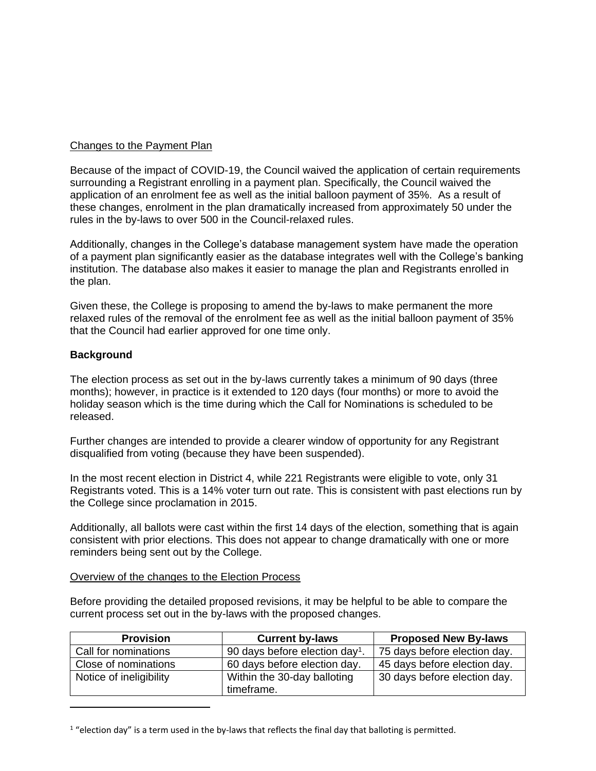Changes to the Payment Plan

Because of the impact of COVID-19, the Council waived the application of certain requirements surrounding a Registrant enrolling in a payment plan. Specifically, the Council waived the application of an enrolment fee as well as the initial balloon payment of 35%. As a result of these changes, enrolment in the plan dramatically increased from approximately 50 under the rules in the by-laws to over 500 in the Council-relaxed rules.

Additionally, changes in the College's database management system have made the operation of a payment plan significantly easier as the database integrates well with the College's banking institution. The database also makes it easier to manage the plan and Registrants enrolled in the plan.

Given these, the College is proposing to amend the by-laws to make permanent the more relaxed rules of the removal of the enrolment fee as well as the initial balloon payment of 35% that the Council had earlier approved for one time only.

**Background**

The election process as set out in the by-laws currently takes a minimum of 90 days (three months); however, in practice is it extended to 120 days (four months) or more to avoid the holiday season which is the time during which the Call for Nominations is scheduled to be released.

Further changes are intended to provide a clearer window of opportunity for any Registrant disqualified from voting (because they have been suspended).

In the most recent election in District 4, while 221 Registrants were eligible to vote, only 31 Registrants voted. This is a 14% voter turn out rate. This is consistent with past elections run by the College since proclamation in 2015.

Additionally, all ballots were cast within the first 14 days of the election, something that is again consistent with prior elections. This does not appear to change dramatically with one or more reminders being sent out by the College.

Overview of the changes to the Election Process

Before providing the detailed proposed revisions, it may be helpful to be able to compare the current process set out in the by-laws with the proposed changes.

| Provision | Current by-laws | Proposed New By-laws |
|---|---|---|
| Call for nominations | 90 days before election day[1]. | 75 days before election day. |
| Close of nominations | 60 days before election day. | 45 days before election day. |
| Notice of ineligibility | Within the 30-day balloting timeframe. | 30 days before election day. |

[1] "election day" is a term used in the by-laws that reflects the final day that balloting is permitted.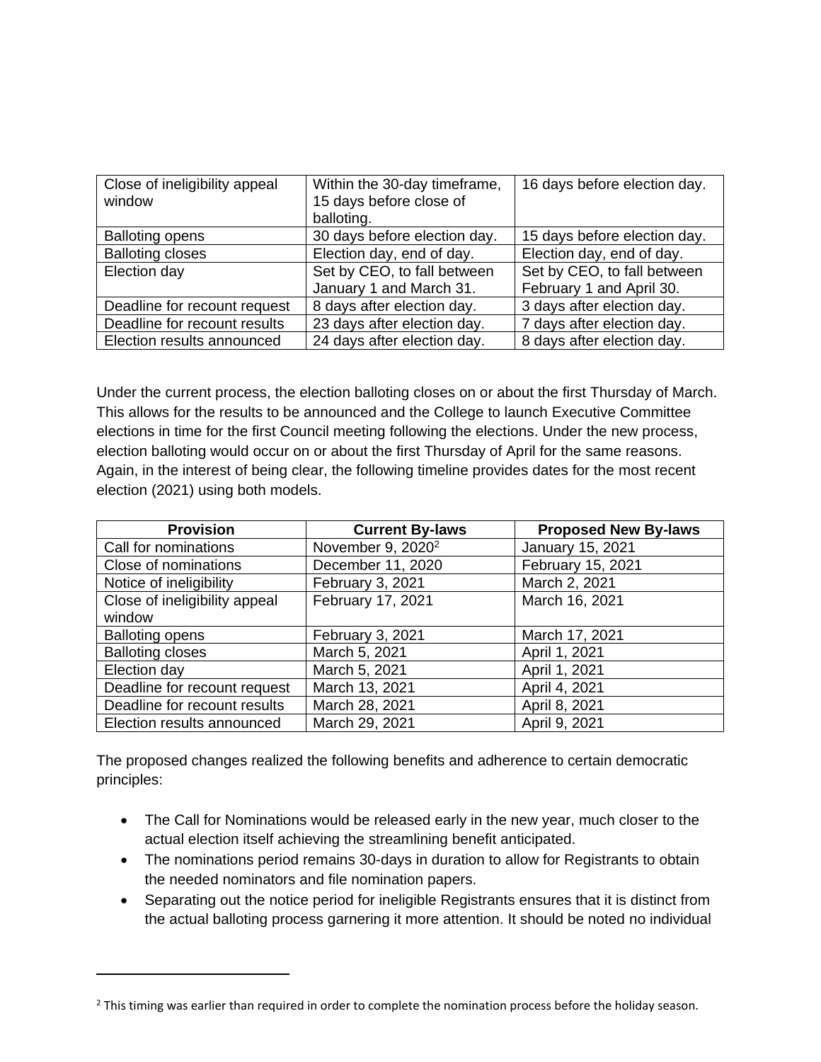| Close of ineligibility appeal window | Within the 30-day timeframe, 15 days before close of balloting. | 16 days before election day. |
| --- | --- | --- |
| Balloting opens | 30 days before election day. | 15 days before election day. |
| Balloting closes | Election day, end of day. | Election day, end of day. |
| Election day | Set by CEO, to fall between January 1 and March 31. | Set by CEO, to fall between February 1 and April 30. |
| Deadline for recount request | 8 days after election day. | 3 days after election day. |
| Deadline for recount results | 23 days after election day. | 7 days after election day. |
| Election results announced | 24 days after election day. | 8 days after election day. |

Under the current process, the election balloting closes on or about the first Thursday of March. This allows for the results to be announced and the College to launch Executive Committee elections in time for the first Council meeting following the elections. Under the new process, election balloting would occur on or about the first Thursday of April for the same reasons. Again, in the interest of being clear, the following timeline provides dates for the most recent election (2021) using both models.

| Provision | Current By-laws | Proposed New By-laws |
| --- | --- | --- |
| Call for nominations | November 9, 2020[2] | January 15, 2021 |
| Close of nominations | December 11, 2020 | February 15, 2021 |
| Notice of ineligibility | February 3, 2021 | March 2, 2021 |
| Close of ineligibility appeal window | February 17, 2021 | March 16, 2021 |
| Balloting opens | February 3, 2021 | March 17, 2021 |
| Balloting closes | March 5, 2021 | April 1, 2021 |
| Election day | March 5, 2021 | April 1, 2021 |
| Deadline for recount request | March 13, 2021 | April 4, 2021 |
| Deadline for recount results | March 28, 2021 | April 8, 2021 |
| Election results announced | March 29, 2021 | April 9, 2021 |

The proposed changes realized the following benefits and adherence to certain democratic principles:

- The Call for Nominations would be released early in the new year, much closer to the actual election itself achieving the streamlining benefit anticipated.
- The nominations period remains 30-days in duration to allow for Registrants to obtain the needed nominators and file nomination papers.
- Separating out the notice period for ineligible Registrants ensures that it is distinct from the actual balloting process garnering it more attention. It should be noted no individual

[2] This timing was earlier than required in order to complete the nomination process before the holiday season.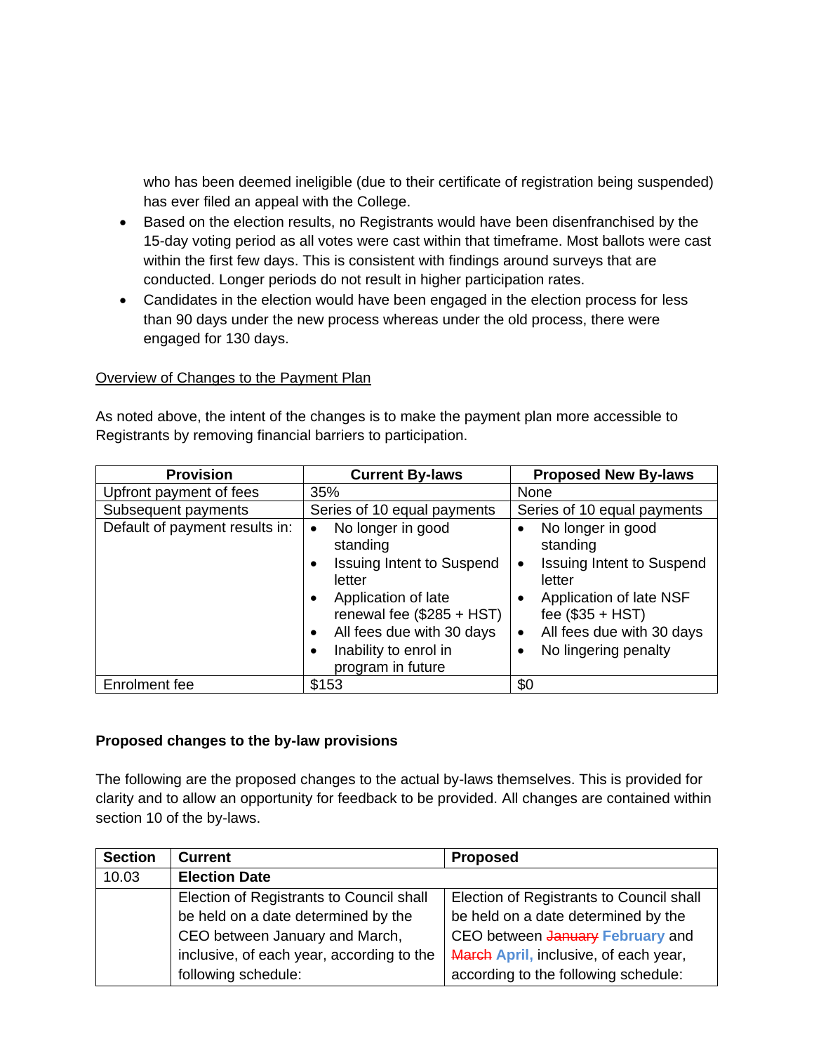who has been deemed ineligible (due to their certificate of registration being suspended) has ever filed an appeal with the College.

- Based on the election results, no Registrants would have been disenfranchised by the 15-day voting period as all votes were cast within that timeframe. Most ballots were cast within the first few days. This is consistent with findings around surveys that are conducted. Longer periods do not result in higher participation rates.
- Candidates in the election would have been engaged in the election process for less than 90 days under the new process whereas under the old process, there were engaged for 130 days.

<u>Overview of Changes to the Payment Plan</u>

As noted above, the intent of the changes is to make the payment plan more accessible to Registrants by removing financial barriers to participation.

| Provision | Current By-laws | Proposed New By-laws |
|---|---|---|
| Upfront payment of fees | 35% | None |
| Subsequent payments | Series of 10 equal payments | Series of 10 equal payments |
| Default of payment results in: | • No longer in good standing<br>• Issuing Intent to Suspend letter<br>• Application of late renewal fee ($285 + HST)<br>• All fees due with 30 days<br>• Inability to enrol in program in future | • No longer in good standing<br>• Issuing Intent to Suspend letter<br>• Application of late NSF fee ($35 + HST)<br>• All fees due with 30 days<br>• No lingering penalty |
| Enrolment fee | $153 | $0 |

**Proposed changes to the by-law provisions**

The following are the proposed changes to the actual by-laws themselves. This is provided for clarity and to allow an opportunity for feedback to be provided. All changes are contained within section 10 of the by-laws.

| Section | Current | Proposed |
|---|---|---|
| 10.03 | **Election Date** | |
| | Election of Registrants to Council shall be held on a date determined by the CEO between January and March, inclusive, of each year, according to the following schedule: | Election of Registrants to Council shall be held on a date determined by the CEO between ~~January~~ **February** and ~~March~~ **April,** inclusive, of each year, according to the following schedule: |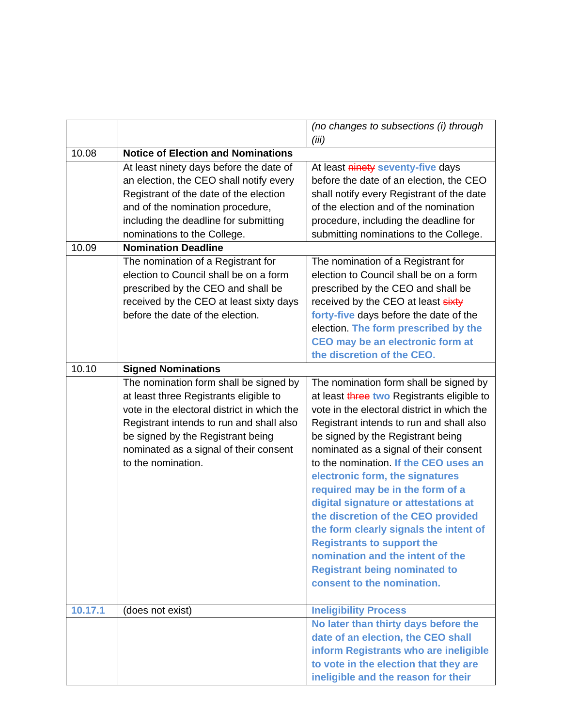| | | |
|---|---|---|
| | | *(no changes to subsections (i) through (iii)* |
| 10.08 | **Notice of Election and Nominations** | |
| | At least ninety days before the date of an election, the CEO shall notify every Registrant of the date of the election and of the nomination procedure, including the deadline for submitting nominations to the College. | At least ~~ninety~~ **seventy-five** days before the date of an election, the CEO shall notify every Registrant of the date of the election and of the nomination procedure, including the deadline for submitting nominations to the College. |
| 10.09 | **Nomination Deadline** | |
| | The nomination of a Registrant for election to Council shall be on a form prescribed by the CEO and shall be received by the CEO at least sixty days before the date of the election. | The nomination of a Registrant for election to Council shall be on a form prescribed by the CEO and shall be received by the CEO at least ~~sixty~~ **forty-five** days before the date of the election. **The form prescribed by the CEO may be an electronic form at the discretion of the CEO.** |
| 10.10 | **Signed Nominations** | |
| | The nomination form shall be signed by at least three Registrants eligible to vote in the electoral district in which the Registrant intends to run and shall also be signed by the Registrant being nominated as a signal of their consent to the nomination. | The nomination form shall be signed by at least ~~three~~ **two** Registrants eligible to vote in the electoral district in which the Registrant intends to run and shall also be signed by the Registrant being nominated as a signal of their consent to the nomination. **If the CEO uses an electronic form, the signatures required may be in the form of a digital signature or attestations at the discretion of the CEO provided the form clearly signals the intent of Registrants to support the nomination and the intent of the Registrant being nominated to consent to the nomination.** |
| **10.17.1** | (does not exist) | **Ineligibility Process** |
| | | **No later than thirty days before the date of an election, the CEO shall inform Registrants who are ineligible to vote in the election that they are ineligible and the reason for their** |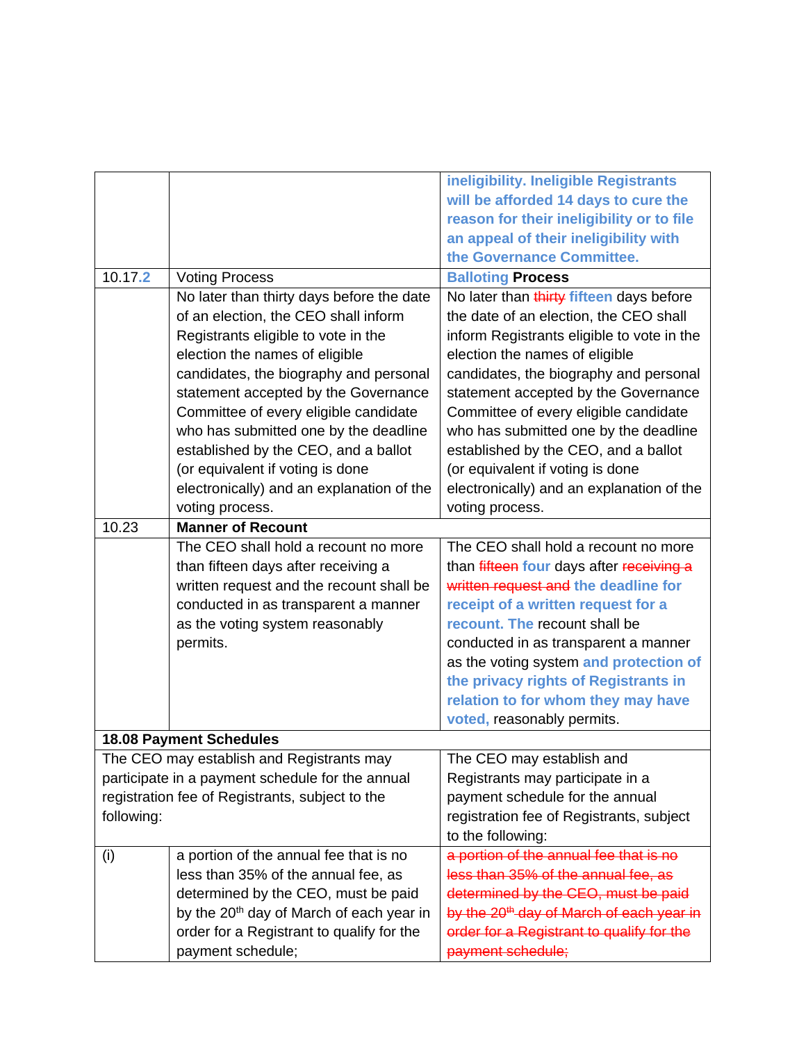| | | |
|---|---|---|
| | | **ineligibility. Ineligible Registrants will be afforded 14 days to cure the reason for their ineligibility or to file an appeal of their ineligibility with the Governance Committee.** |
| 10.17.**2** | Voting Process | **Balloting Process** |
| | No later than thirty days before the date of an election, the CEO shall inform Registrants eligible to vote in the election the names of eligible candidates, the biography and personal statement accepted by the Governance Committee of every eligible candidate who has submitted one by the deadline established by the CEO, and a ballot (or equivalent if voting is done electronically) and an explanation of the voting process. | No later than ~~thirty~~ **fifteen** days before the date of an election, the CEO shall inform Registrants eligible to vote in the election the names of eligible candidates, the biography and personal statement accepted by the Governance Committee of every eligible candidate who has submitted one by the deadline established by the CEO, and a ballot (or equivalent if voting is done electronically) and an explanation of the voting process. |
| 10.23 | **Manner of Recount** | |
| | The CEO shall hold a recount no more than fifteen days after receiving a written request and the recount shall be conducted in as transparent a manner as the voting system reasonably permits. | The CEO shall hold a recount no more than ~~fifteen~~ **four** days after ~~receiving a written request and~~ **the deadline for receipt of a written request for a recount. The** recount shall be conducted in as transparent a manner as the voting system **and protection of the privacy rights of Registrants in relation to for whom they may have voted,** reasonably permits. |
| **18.08 Payment Schedules** | | |
| The CEO may establish and Registrants may participate in a payment schedule for the annual registration fee of Registrants, subject to the following: | | The CEO may establish and Registrants may participate in a payment schedule for the annual registration fee of Registrants, subject to the following: |
| (i) | a portion of the annual fee that is no less than 35% of the annual fee, as determined by the CEO, must be paid by the 20th day of March of each year in order for a Registrant to qualify for the payment schedule; | ~~a portion of the annual fee that is no less than 35% of the annual fee, as determined by the CEO, must be paid by the 20th day of March of each year in order for a Registrant to qualify for the payment schedule;~~ |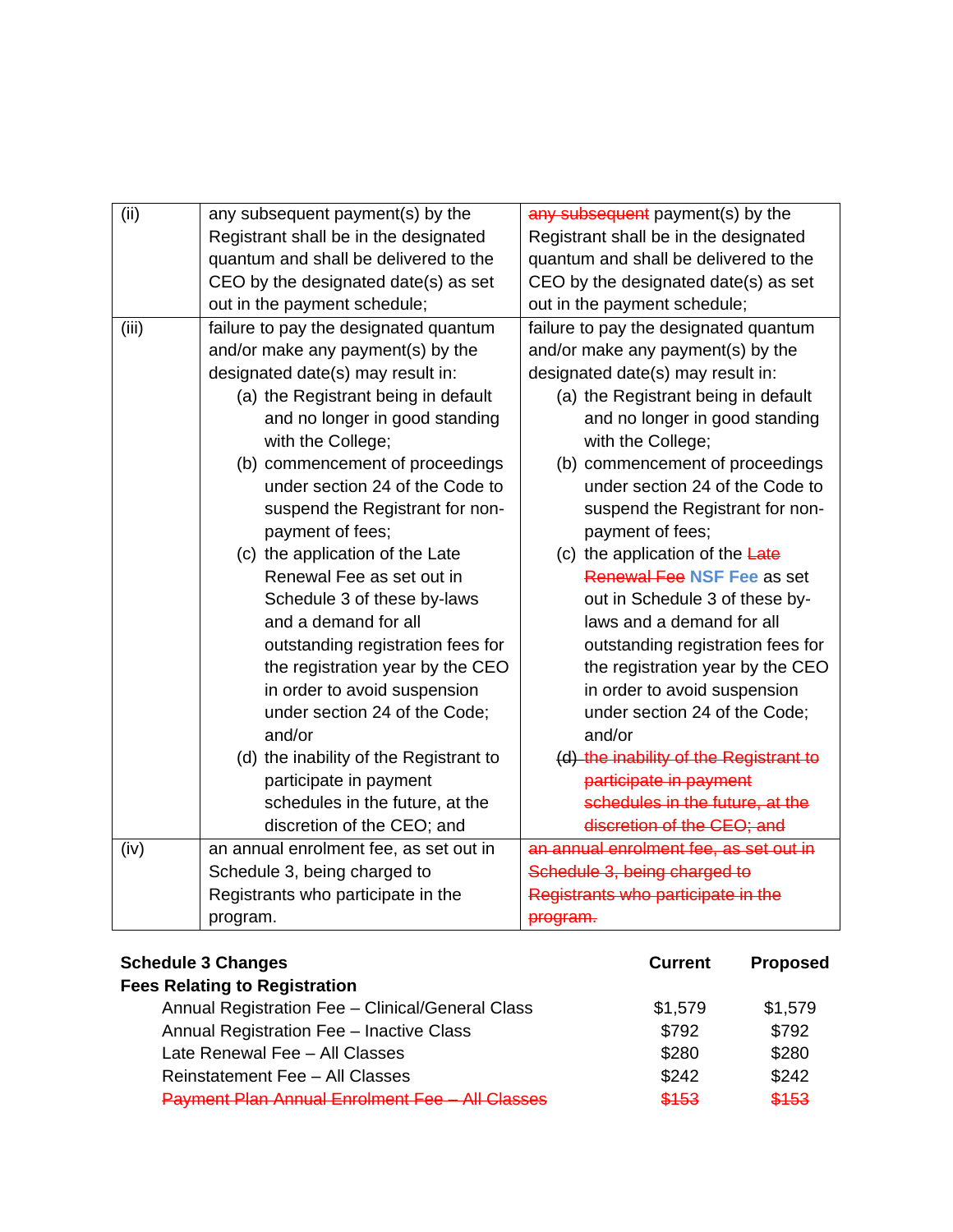| (ii) | any subsequent payment(s) by the Registrant shall be in the designated quantum and shall be delivered to the CEO by the designated date(s) as set out in the payment schedule; | ~~any subsequent~~ payment(s) by the Registrant shall be in the designated quantum and shall be delivered to the CEO by the designated date(s) as set out in the payment schedule; |
|---|---|---|
| (iii) | failure to pay the designated quantum and/or make any payment(s) by the designated date(s) may result in:<br>(a) the Registrant being in default and no longer in good standing with the College;<br>(b) commencement of proceedings under section 24 of the Code to suspend the Registrant for non-payment of fees;<br>(c) the application of the Late Renewal Fee as set out in Schedule 3 of these by-laws and a demand for all outstanding registration fees for the registration year by the CEO in order to avoid suspension under section 24 of the Code; and/or<br>(d) the inability of the Registrant to participate in payment schedules in the future, at the discretion of the CEO; and | failure to pay the designated quantum and/or make any payment(s) by the designated date(s) may result in:<br>(a) the Registrant being in default and no longer in good standing with the College;<br>(b) commencement of proceedings under section 24 of the Code to suspend the Registrant for non-payment of fees;<br>(c) the application of the ~~Late Renewal Fee~~ **NSF Fee** as set out in Schedule 3 of these by-laws and a demand for all outstanding registration fees for the registration year by the CEO in order to avoid suspension under section 24 of the Code; and/or<br>~~(d) the inability of the Registrant to participate in payment schedules in the future, at the discretion of the CEO; and~~ |
| (iv) | an annual enrolment fee, as set out in Schedule 3, being charged to Registrants who participate in the program. | ~~an annual enrolment fee, as set out in Schedule 3, being charged to Registrants who participate in the program.~~ |

| **Schedule 3 Changes** | **Current** | **Proposed** |
|---|---|---|
| **Fees Relating to Registration** | | |
| Annual Registration Fee – Clinical/General Class | $1,579 | $1,579 |
| Annual Registration Fee – Inactive Class | $792 | $792 |
| Late Renewal Fee – All Classes | $280 | $280 |
| Reinstatement Fee – All Classes | $242 | $242 |
| ~~Payment Plan Annual Enrolment Fee – All Classes~~ | ~~$153~~ | ~~$153~~ |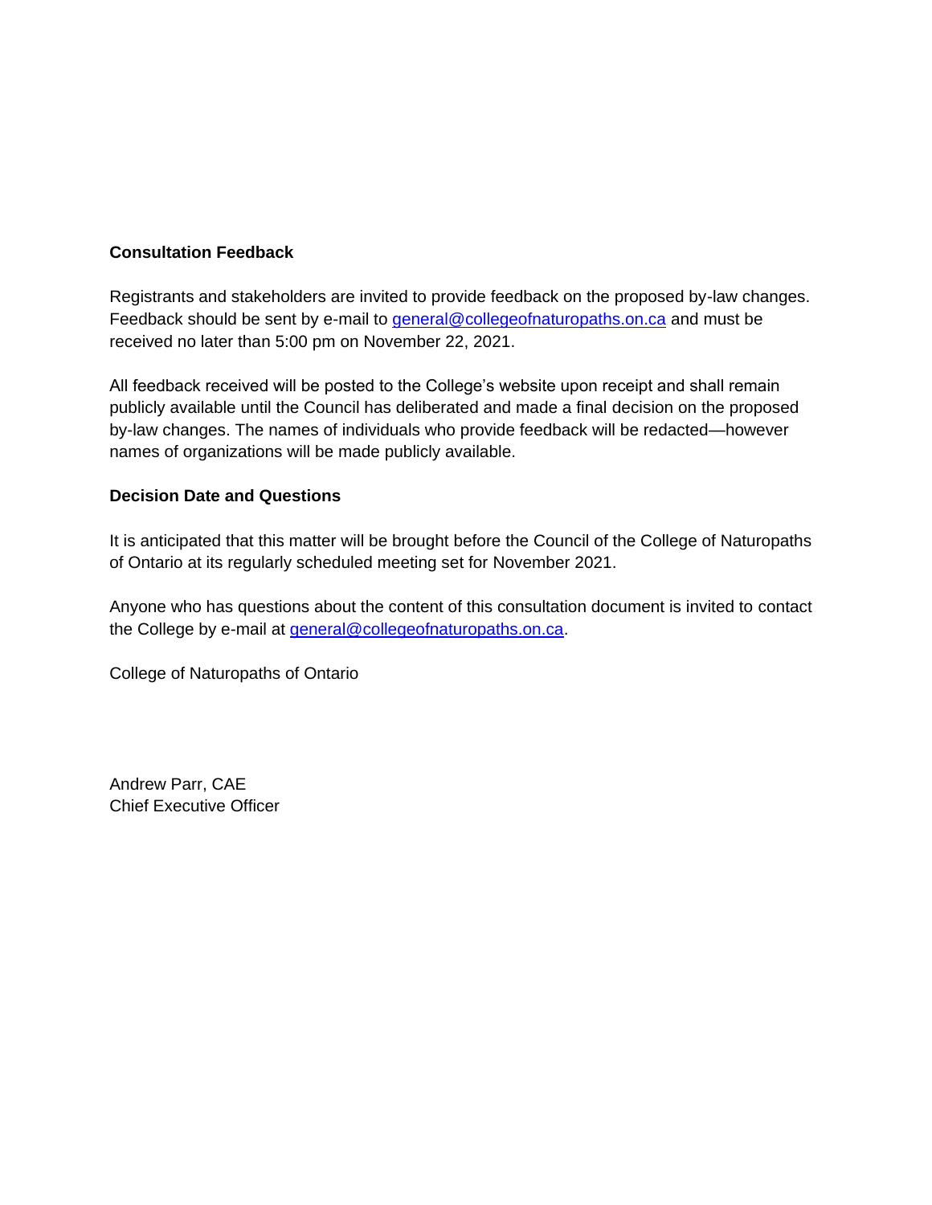## Consultation Feedback

Registrants and stakeholders are invited to provide feedback on the proposed by-law changes. Feedback should be sent by e-mail to general@collegeofnaturopaths.on.ca and must be received no later than 5:00 pm on November 22, 2021.

All feedback received will be posted to the College's website upon receipt and shall remain publicly available until the Council has deliberated and made a final decision on the proposed by-law changes. The names of individuals who provide feedback will be redacted—however names of organizations will be made publicly available.

## Decision Date and Questions

It is anticipated that this matter will be brought before the Council of the College of Naturopaths of Ontario at its regularly scheduled meeting set for November 2021.

Anyone who has questions about the content of this consultation document is invited to contact the College by e-mail at general@collegeofnaturopaths.on.ca.

College of Naturopaths of Ontario

Andrew Parr, CAE
Chief Executive Officer